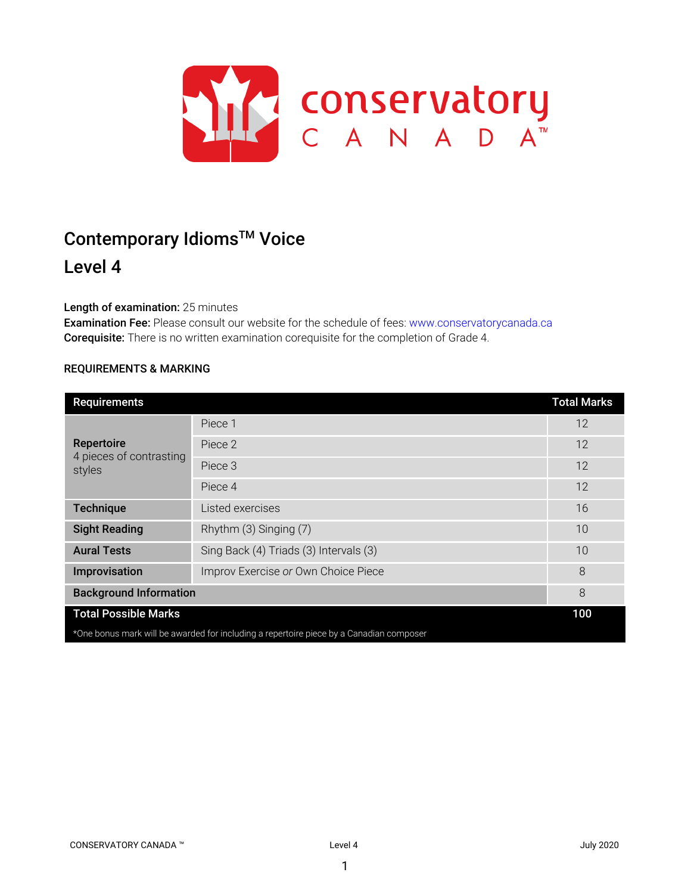# Contemporary Idioms™ Voice

## Level 4

**Length of examination:** 25 minutes
**Examination Fee:** Please consult our website for the schedule of fees: www.conservatorycanada.ca
**Corequisite:** There is no written examination corequisite for the completion of Grade 4.

### REQUIREMENTS & MARKING

| Requirements | | Total Marks |
|---|---|---|
| **Repertoire** 4 pieces of contrasting styles | Piece 1 | 12 |
| | Piece 2 | 12 |
| | Piece 3 | 12 |
| | Piece 4 | 12 |
| **Technique** | Listed exercises | 16 |
| **Sight Reading** | Rhythm (3) Singing (7) | 10 |
| **Aural Tests** | Sing Back (4) Triads (3) Intervals (3) | 10 |
| **Improvisation** | Improv Exercise *or* Own Choice Piece | 8 |
| **Background Information** | | 8 |
| **Total Possible Marks** | | **100** |

*One bonus mark will be awarded for including a repertoire piece by a Canadian composer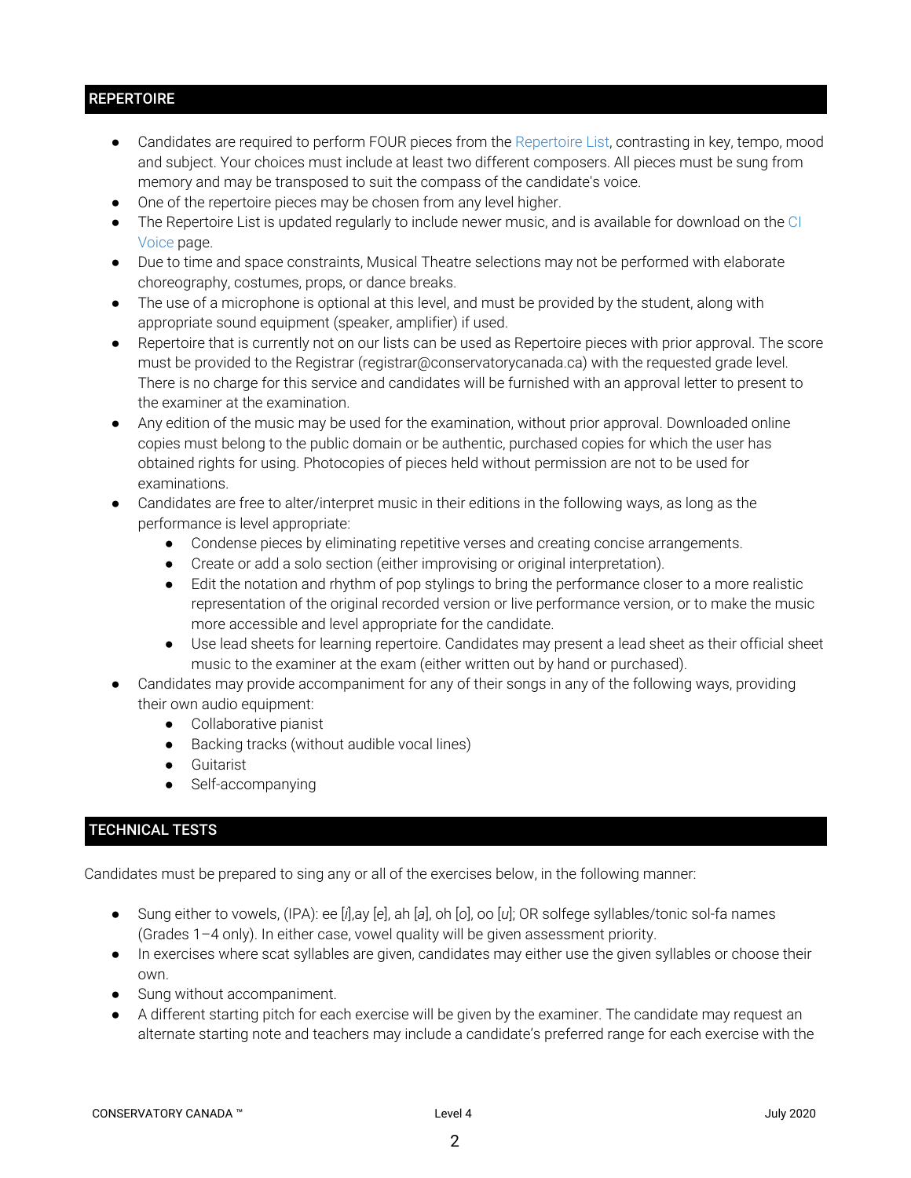## REPERTOIRE

- Candidates are required to perform FOUR pieces from the Repertoire List, contrasting in key, tempo, mood and subject. Your choices must include at least two different composers. All pieces must be sung from memory and may be transposed to suit the compass of the candidate's voice.
- One of the repertoire pieces may be chosen from any level higher.
- The Repertoire List is updated regularly to include newer music, and is available for download on the CI Voice page.
- Due to time and space constraints, Musical Theatre selections may not be performed with elaborate choreography, costumes, props, or dance breaks.
- The use of a microphone is optional at this level, and must be provided by the student, along with appropriate sound equipment (speaker, amplifier) if used.
- Repertoire that is currently not on our lists can be used as Repertoire pieces with prior approval. The score must be provided to the Registrar (registrar@conservatorycanada.ca) with the requested grade level. There is no charge for this service and candidates will be furnished with an approval letter to present to the examiner at the examination.
- Any edition of the music may be used for the examination, without prior approval. Downloaded online copies must belong to the public domain or be authentic, purchased copies for which the user has obtained rights for using. Photocopies of pieces held without permission are not to be used for examinations.
- Candidates are free to alter/interpret music in their editions in the following ways, as long as the performance is level appropriate:
  - Condense pieces by eliminating repetitive verses and creating concise arrangements.
  - Create or add a solo section (either improvising or original interpretation).
  - Edit the notation and rhythm of pop stylings to bring the performance closer to a more realistic representation of the original recorded version or live performance version, or to make the music more accessible and level appropriate for the candidate.
  - Use lead sheets for learning repertoire. Candidates may present a lead sheet as their official sheet music to the examiner at the exam (either written out by hand or purchased).
- Candidates may provide accompaniment for any of their songs in any of the following ways, providing their own audio equipment:
  - Collaborative pianist
  - Backing tracks (without audible vocal lines)
  - Guitarist
  - Self-accompanying

## TECHNICAL TESTS

Candidates must be prepared to sing any or all of the exercises below, in the following manner:

- Sung either to vowels, (IPA): ee [*i*],ay [*e*], ah [*a*], oh [*o*], oo [*u*]; OR solfege syllables/tonic sol-fa names (Grades 1–4 only). In either case, vowel quality will be given assessment priority.
- In exercises where scat syllables are given, candidates may either use the given syllables or choose their own.
- Sung without accompaniment.
- A different starting pitch for each exercise will be given by the examiner. The candidate may request an alternate starting note and teachers may include a candidate's preferred range for each exercise with the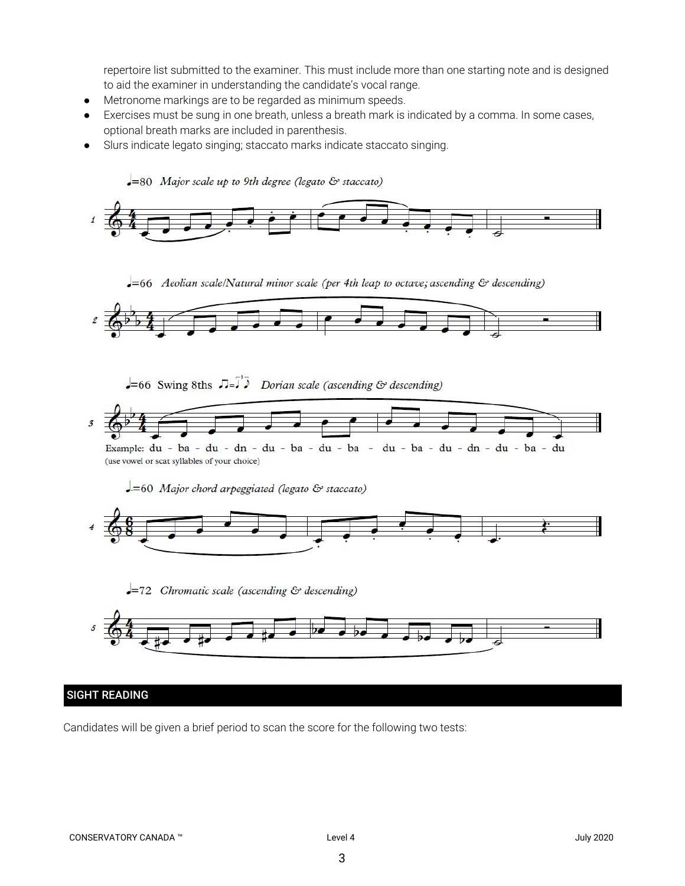repertoire list submitted to the examiner. This must include more than one starting note and is designed to aid the examiner in understanding the candidate's vocal range.

- Metronome markings are to be regarded as minimum speeds.
- Exercises must be sung in one breath, unless a breath mark is indicated by a comma. In some cases, optional breath marks are included in parenthesis.
- Slurs indicate legato singing; staccato marks indicate staccato singing.

♩=80 *Major scale up to 9th degree (legato & staccato)*

♩=66 *Aeolian scale/Natural minor scale (per 4th leap to octave; ascending & descending)*

♩=66 Swing 8ths *Dorian scale (ascending & descending)*

Example: du - ba - du - dn - du - ba - du - ba - du - ba - du - dn - du - ba - du
(use vowel or scat syllables of your choice)

♩.=60 *Major chord arpeggiated (legato & staccato)*

♩=72 *Chromatic scale (ascending & descending)*

## SIGHT READING

Candidates will be given a brief period to scan the score for the following two tests: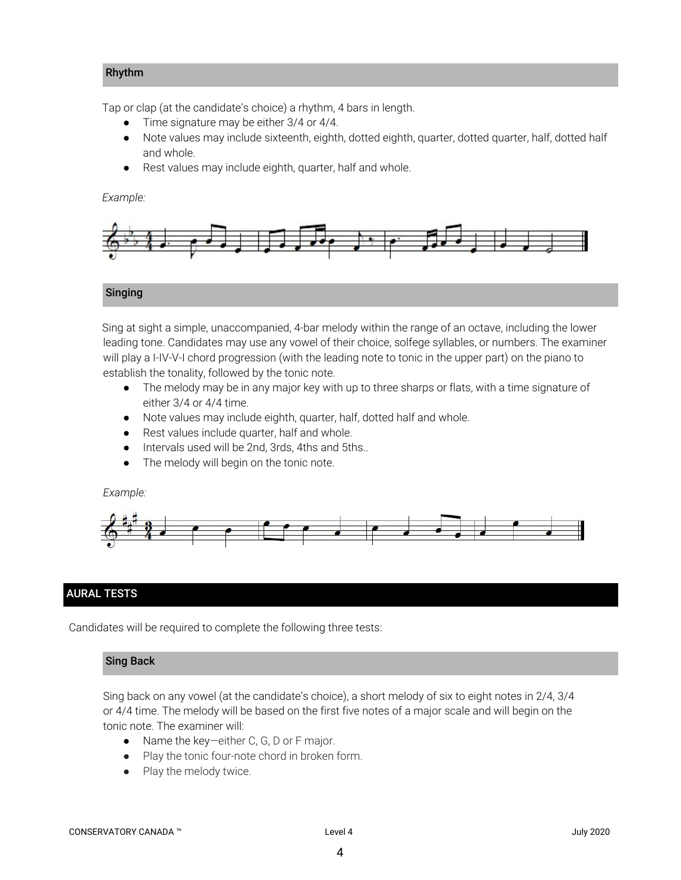### Rhythm

Tap or clap (at the candidate's choice) a rhythm, 4 bars in length.

- Time signature may be either 3/4 or 4/4.
- Note values may include sixteenth, eighth, dotted eighth, quarter, dotted quarter, half, dotted half and whole.
- Rest values may include eighth, quarter, half and whole.

*Example:*

### Singing

Sing at sight a simple, unaccompanied, 4-bar melody within the range of an octave, including the lower leading tone. Candidates may use any vowel of their choice, solfege syllables, or numbers. The examiner will play a I-IV-V-I chord progression (with the leading note to tonic in the upper part) on the piano to establish the tonality, followed by the tonic note.

- The melody may be in any major key with up to three sharps or flats, with a time signature of either 3/4 or 4/4 time.
- Note values may include eighth, quarter, half, dotted half and whole.
- Rest values include quarter, half and whole.
- Intervals used will be 2nd, 3rds, 4ths and 5ths..
- The melody will begin on the tonic note.

*Example:*

## AURAL TESTS

Candidates will be required to complete the following three tests:

### Sing Back

Sing back on any vowel (at the candidate's choice), a short melody of six to eight notes in 2/4, 3/4 or 4/4 time. The melody will be based on the first five notes of a major scale and will begin on the tonic note. The examiner will:

- Name the key—either C, G, D or F major.
- Play the tonic four-note chord in broken form.
- Play the melody twice.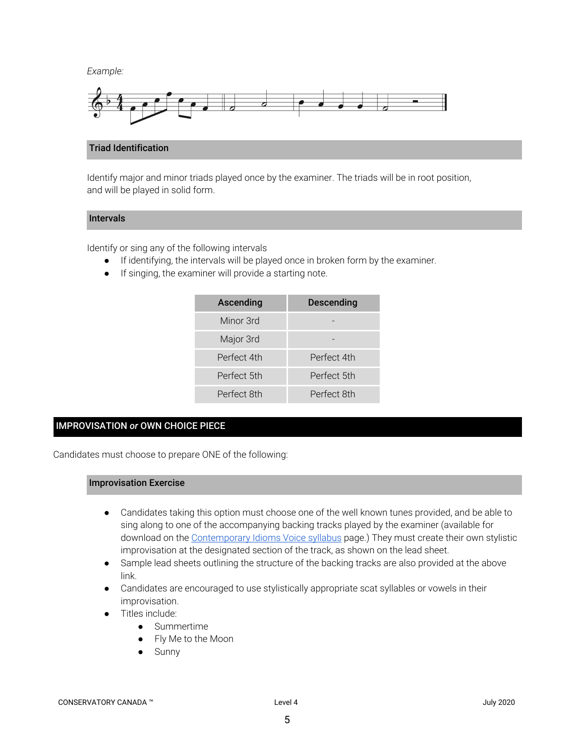*Example:*

### Triad Identification

Identify major and minor triads played once by the examiner. The triads will be in root position, and will be played in solid form.

### Intervals

Identify or sing any of the following intervals

- If identifying, the intervals will be played once in broken form by the examiner.
- If singing, the examiner will provide a starting note.

| Ascending | Descending |
|---|---|
| Minor 3rd | - |
| Major 3rd | - |
| Perfect 4th | Perfect 4th |
| Perfect 5th | Perfect 5th |
| Perfect 8th | Perfect 8th |

## IMPROVISATION *or* OWN CHOICE PIECE

Candidates must choose to prepare ONE of the following:

### Improvisation Exercise

- Candidates taking this option must choose one of the well known tunes provided, and be able to sing along to one of the accompanying backing tracks played by the examiner (available for download on the Contemporary Idioms Voice syllabus page.) They must create their own stylistic improvisation at the designated section of the track, as shown on the lead sheet.
- Sample lead sheets outlining the structure of the backing tracks are also provided at the above link.
- Candidates are encouraged to use stylistically appropriate scat syllables or vowels in their improvisation.
- Titles include:
  - Summertime
  - Fly Me to the Moon
  - Sunny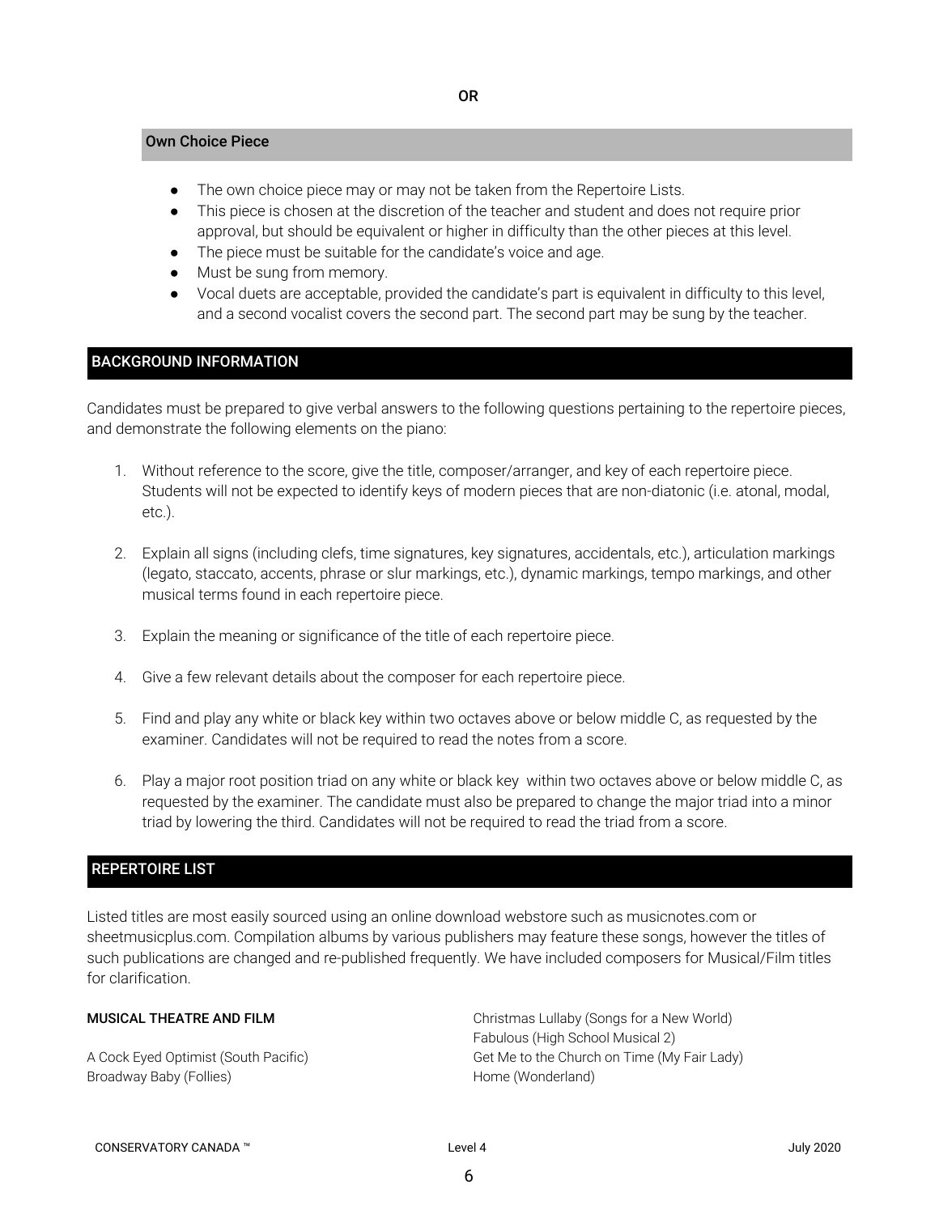OR

### Own Choice Piece

- The own choice piece may or may not be taken from the Repertoire Lists.
- This piece is chosen at the discretion of the teacher and student and does not require prior approval, but should be equivalent or higher in difficulty than the other pieces at this level.
- The piece must be suitable for the candidate's voice and age.
- Must be sung from memory.
- Vocal duets are acceptable, provided the candidate's part is equivalent in difficulty to this level, and a second vocalist covers the second part. The second part may be sung by the teacher.

## BACKGROUND INFORMATION

Candidates must be prepared to give verbal answers to the following questions pertaining to the repertoire pieces, and demonstrate the following elements on the piano:

1. Without reference to the score, give the title, composer/arranger, and key of each repertoire piece. Students will not be expected to identify keys of modern pieces that are non-diatonic (i.e. atonal, modal, etc.).

2. Explain all signs (including clefs, time signatures, key signatures, accidentals, etc.), articulation markings (legato, staccato, accents, phrase or slur markings, etc.), dynamic markings, tempo markings, and other musical terms found in each repertoire piece.

3. Explain the meaning or significance of the title of each repertoire piece.

4. Give a few relevant details about the composer for each repertoire piece.

5. Find and play any white or black key within two octaves above or below middle C, as requested by the examiner. Candidates will not be required to read the notes from a score.

6. Play a major root position triad on any white or black key within two octaves above or below middle C, as requested by the examiner. The candidate must also be prepared to change the major triad into a minor triad by lowering the third. Candidates will not be required to read the triad from a score.

## REPERTOIRE LIST

Listed titles are most easily sourced using an online download webstore such as musicnotes.com or sheetmusicplus.com. Compilation albums by various publishers may feature these songs, however the titles of such publications are changed and re-published frequently. We have included composers for Musical/Film titles for clarification.

### MUSICAL THEATRE AND FILM

A Cock Eyed Optimist (South Pacific)
Broadway Baby (Follies)
Christmas Lullaby (Songs for a New World)
Fabulous (High School Musical 2)
Get Me to the Church on Time (My Fair Lady)
Home (Wonderland)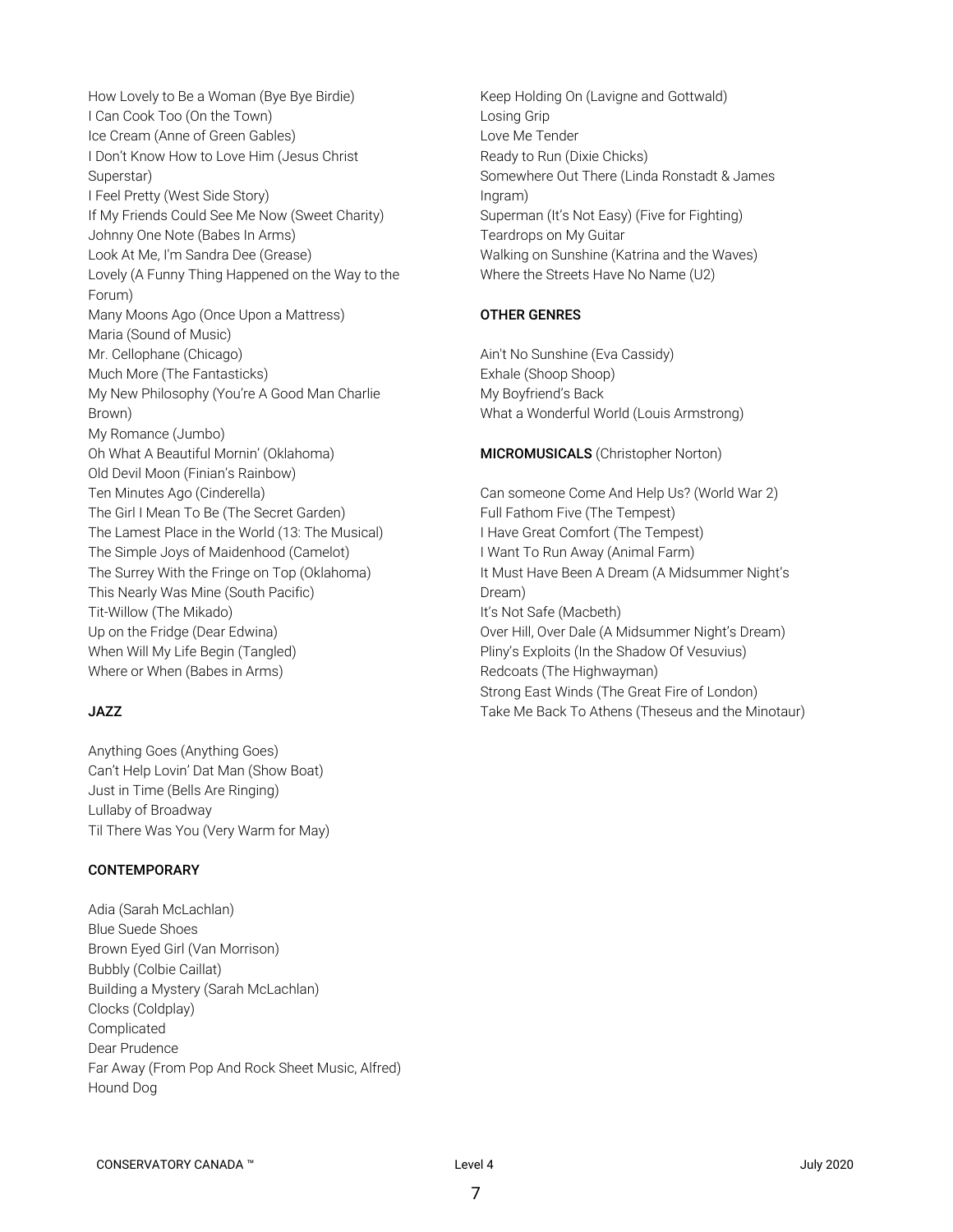How Lovely to Be a Woman (Bye Bye Birdie)
I Can Cook Too (On the Town)
Ice Cream (Anne of Green Gables)
I Don't Know How to Love Him (Jesus Christ Superstar)
I Feel Pretty (West Side Story)
If My Friends Could See Me Now (Sweet Charity)
Johnny One Note (Babes In Arms)
Look At Me, I'm Sandra Dee (Grease)
Lovely (A Funny Thing Happened on the Way to the Forum)
Many Moons Ago (Once Upon a Mattress)
Maria (Sound of Music)
Mr. Cellophane (Chicago)
Much More (The Fantasticks)
My New Philosophy (You're A Good Man Charlie Brown)
My Romance (Jumbo)
Oh What A Beautiful Mornin' (Oklahoma)
Old Devil Moon (Finian's Rainbow)
Ten Minutes Ago (Cinderella)
The Girl I Mean To Be (The Secret Garden)
The Lamest Place in the World (13: The Musical)
The Simple Joys of Maidenhood (Camelot)
The Surrey With the Fringe on Top (Oklahoma)
This Nearly Was Mine (South Pacific)
Tit-Willow (The Mikado)
Up on the Fridge (Dear Edwina)
When Will My Life Begin (Tangled)
Where or When (Babes in Arms)

**JAZZ**

Anything Goes (Anything Goes)
Can't Help Lovin' Dat Man (Show Boat)
Just in Time (Bells Are Ringing)
Lullaby of Broadway
Til There Was You (Very Warm for May)

**CONTEMPORARY**

Adia (Sarah McLachlan)
Blue Suede Shoes
Brown Eyed Girl (Van Morrison)
Bubbly (Colbie Caillat)
Building a Mystery (Sarah McLachlan)
Clocks (Coldplay)
Complicated
Dear Prudence
Far Away (From Pop And Rock Sheet Music, Alfred)
Hound Dog
Keep Holding On (Lavigne and Gottwald)
Losing Grip
Love Me Tender
Ready to Run (Dixie Chicks)
Somewhere Out There (Linda Ronstadt & James Ingram)
Superman (It's Not Easy) (Five for Fighting)
Teardrops on My Guitar
Walking on Sunshine (Katrina and the Waves)
Where the Streets Have No Name (U2)

**OTHER GENRES**

Ain't No Sunshine (Eva Cassidy)
Exhale (Shoop Shoop)
My Boyfriend's Back
What a Wonderful World (Louis Armstrong)

**MICROMUSICALS** (Christopher Norton)

Can someone Come And Help Us? (World War 2)
Full Fathom Five (The Tempest)
I Have Great Comfort (The Tempest)
I Want To Run Away (Animal Farm)
It Must Have Been A Dream (A Midsummer Night's Dream)
It's Not Safe (Macbeth)
Over Hill, Over Dale (A Midsummer Night's Dream)
Pliny's Exploits (In the Shadow Of Vesuvius)
Redcoats (The Highwayman)
Strong East Winds (The Great Fire of London)
Take Me Back To Athens (Theseus and the Minotaur)